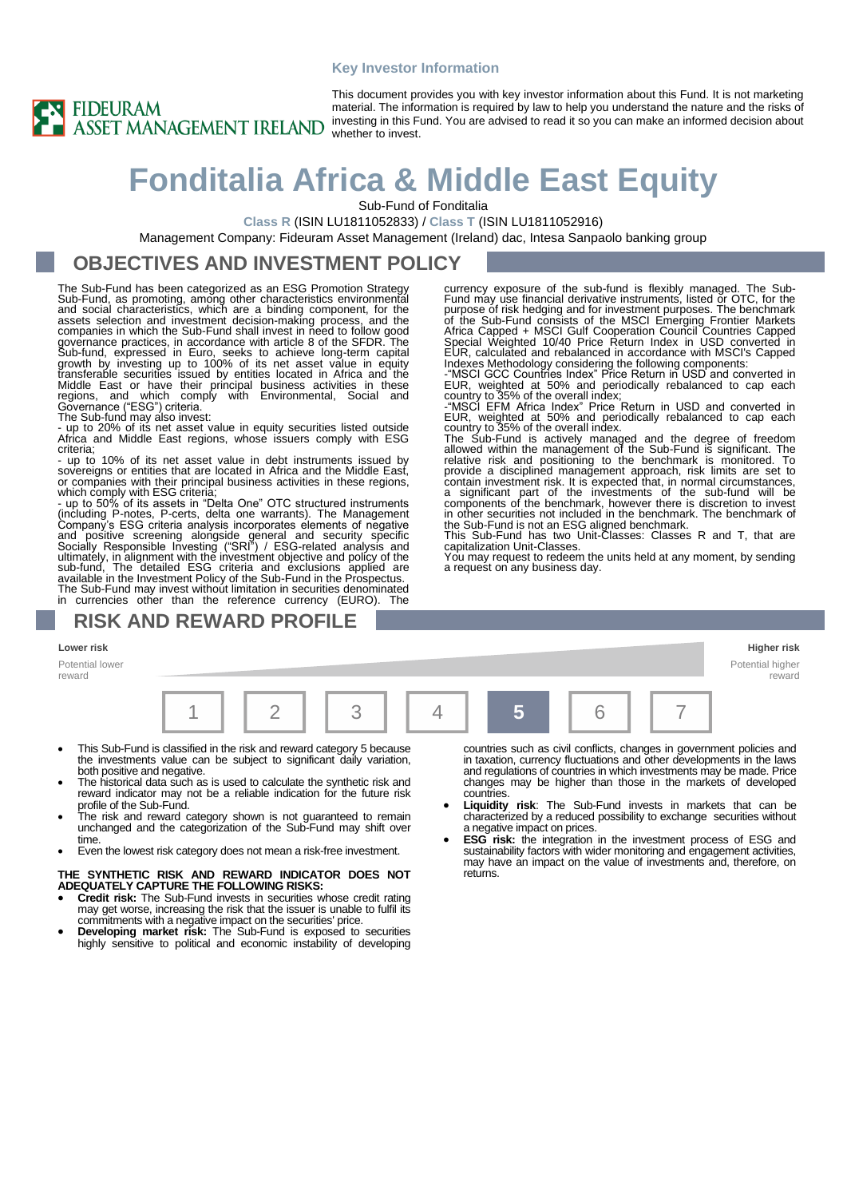Key Investor Information

FIDEURAM ASSET MANAGEMENT IRELAND

This document provides you with key investor information about this Fund. It is not marketing material. The information is required by law to help you understand the nature and the risks of investing in this Fund. You are advised to read it so you can make an informed decision about whether to invest.

# Fonditalia Africa & Middle East Equity

Sub-Fund of Fonditalia

**Class R** (ISIN LU1811052833) / **Class T** (ISIN LU1811052916)

Management Company: Fideuram Asset Management (Ireland) dac, Intesa Sanpaolo banking group

## OBJECTIVES AND INVESTMENT POLICY

The Sub-Fund has been categorized as an ESG Promotion Strategy Sub-Fund, as promoting, among other characteristics environmental and social characteristics, which are a binding component, for the assets selection and investment decision-making process, and the companies in which the Sub-Fund shall invest in need to follow good governance practices, in accordance with article 8 of the SFDR. The Sub-fund, expressed in Euro, seeks to achieve long-term capital growth by investing up to 100% of its net asset value in equity transferable securities issued by entities located in Africa and the Middle East or have their principal business activities in these regions, and which comply with Environmental, Social and Governance ("ESG") criteria.

The Sub-fund may also invest:

- up to 20% of its net asset value in equity securities listed outside Africa and Middle East regions, whose issuers comply with ESG criteria;
- up to 10% of its net asset value in debt instruments issued by sovereigns or entities that are located in Africa and the Middle East, or companies with their principal business activities in these regions, which comply with ESG criteria;
- up to 50% of its assets in "Delta One" OTC structured instruments (including P-notes, P-certs, delta one warrants). The Management Company's ESG criteria analysis incorporates elements of negative and positive screening alongside general and security specific Socially Responsible Investing ("SRI") / ESG-related analysis and ultimately, in alignment with the investment objective and policy of the sub-fund, The detailed ESG criteria and exclusions applied are available in the Investment Policy of the Sub-Fund in the Prospectus.

The Sub-Fund may invest without limitation in securities denominated in currencies other than the reference currency (EURO). The currency exposure of the sub-fund is flexibly managed. The Sub-Fund may use financial derivative instruments, listed or OTC, for the purpose of risk hedging and for investment purposes. The benchmark of the Sub-Fund consists of the MSCI Emerging Frontier Markets Africa Capped + MSCI Gulf Cooperation Council Countries Capped Special Weighted 10/40 Price Return Index in USD converted in EUR, calculated and rebalanced in accordance with MSCI's Capped Indexes Methodology considering the following components:

-"MSCI GCC Countries Index" Price Return in USD and converted in EUR, weighted at 50% and periodically rebalanced to cap each country to 35% of the overall index;

-"MSCI EFM Africa Index" Price Return in USD and converted in EUR, weighted at 50% and periodically rebalanced to cap each country to 35% of the overall index.

The Sub-Fund is actively managed and the degree of freedom allowed within the management of the Sub-Fund is significant. The relative risk and positioning to the benchmark is monitored. To provide a disciplined management approach, risk limits are set to contain investment risk. It is expected that, in normal circumstances, a significant part of the investments of the sub-fund will be components of the benchmark, however there is discretion to invest in other securities not included in the benchmark. The benchmark of the Sub-Fund is not an ESG aligned benchmark.

This Sub-Fund has two Unit-Classes: Classes R and T, that are capitalization Unit-Classes.

You may request to redeem the units held at any moment, by sending a request on any business day.

## RISK AND REWARD PROFILE

| Lower risk | | | | | | Higher risk |
|---|---|---|---|---|---|---|
| Potential lower reward | | | | | | Potential higher reward |
| 1 | 2 | 3 | 4 | **5** | 6 | 7 |

- This Sub-Fund is classified in the risk and reward category 5 because the investments value can be subject to significant daily variation, both positive and negative.
- The historical data such as is used to calculate the synthetic risk and reward indicator may not be a reliable indication for the future risk profile of the Sub-Fund.
- The risk and reward category shown is not guaranteed to remain unchanged and the categorization of the Sub-Fund may shift over time.
- Even the lowest risk category does not mean a risk-free investment.

**THE SYNTHETIC RISK AND REWARD INDICATOR DOES NOT ADEQUATELY CAPTURE THE FOLLOWING RISKS:**

- **Credit risk:** The Sub-Fund invests in securities whose credit rating may get worse, increasing the risk that the issuer is unable to fulfil its commitments with a negative impact on the securities' price.
- **Developing market risk:** The Sub-Fund is exposed to securities highly sensitive to political and economic instability of developing countries such as civil conflicts, changes in government policies and in taxation, currency fluctuations and other developments in the laws and regulations of countries in which investments may be made. Price changes may be higher than those in the markets of developed countries.
- **Liquidity risk**: The Sub-Fund invests in markets that can be characterized by a reduced possibility to exchange securities without a negative impact on prices.
- **ESG risk:** the integration in the investment process of ESG and sustainability factors with wider monitoring and engagement activities, may have an impact on the value of investments and, therefore, on returns.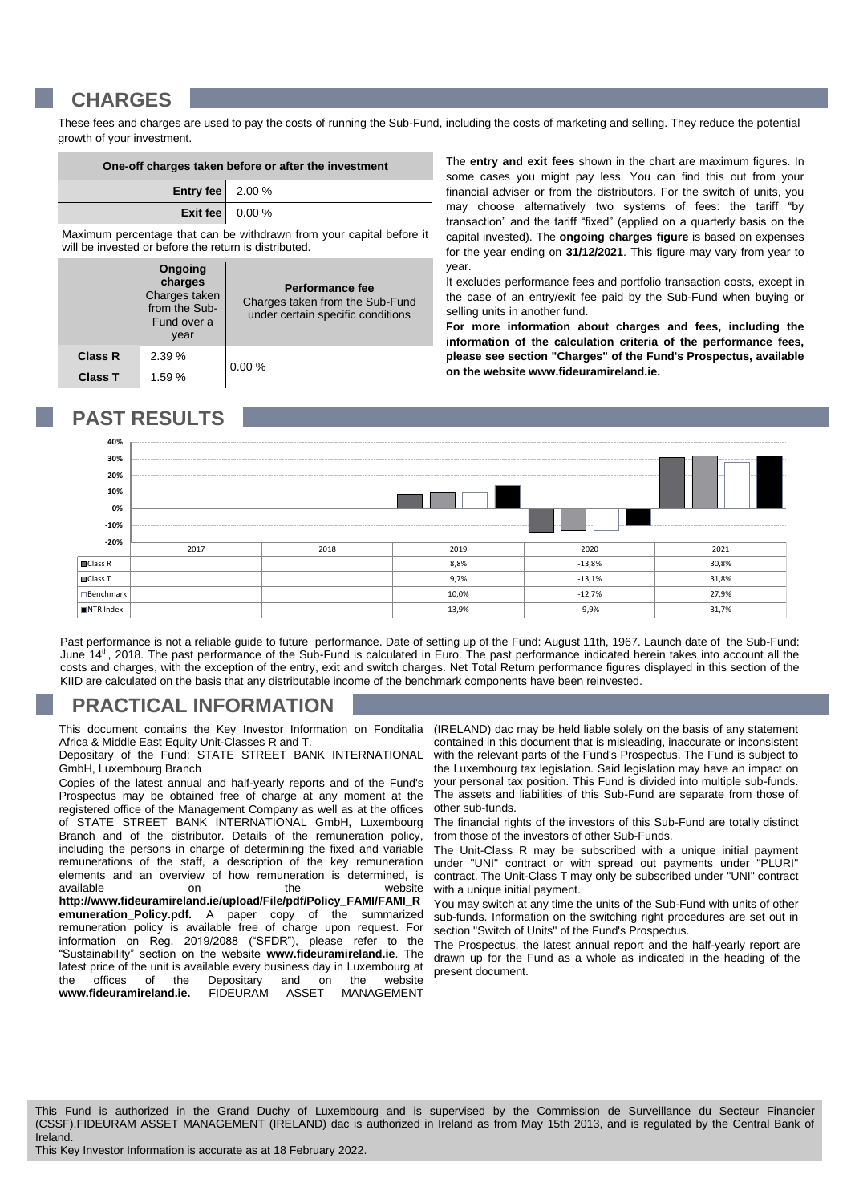## CHARGES

These fees and charges are used to pay the costs of running the Sub-Fund, including the costs of marketing and selling. They reduce the potential growth of your investment.

| One-off charges taken before or after the investment | |
|---|---|
| **Entry fee** | 2.00 % |
| **Exit fee** | 0.00 % |

Maximum percentage that can be withdrawn from your capital before it will be invested or before the return is distributed.

| | **Ongoing charges** Charges taken from the Sub-Fund over a year | **Performance fee** Charges taken from the Sub-Fund under certain specific conditions |
|---|---|---|
| **Class R** | 2.39 % | 0.00 % |
| **Class T** | 1.59 % | |

The **entry and exit fees** shown in the chart are maximum figures. In some cases you might pay less. You can find this out from your financial adviser or from the distributors. For the switch of units, you may choose alternatively two systems of fees: the tariff "by transaction" and the tariff "fixed" (applied on a quarterly basis on the capital invested). The **ongoing charges figure** is based on expenses for the year ending on **31/12/2021**. This figure may vary from year to year.

It excludes performance fees and portfolio transaction costs, except in the case of an entry/exit fee paid by the Sub-Fund when buying or selling units in another fund.

**For more information about charges and fees, including the information of the calculation criteria of the performance fees, please see section "Charges" of the Fund's Prospectus, available on the website www.fideuramireland.ie.**

## PAST RESULTS

40%
30%
20%
10%
0%
-10%
-20%

2017 2018 2019 2020 2021

Class R: 8,8% -13,8% 30,8%
Class T: 9,7% -13,1% 31,8%
Benchmark: 10,0% -12,7% 27,9%
NTR Index: 13,9% -9,9% 31,7%

Past performance is not a reliable guide to future performance. Date of setting up of the Fund: August 11th, 1967. Launch date of the Sub-Fund: June 14th, 2018. The past performance of the Sub-Fund is calculated in Euro. The past performance indicated herein takes into account all the costs and charges, with the exception of the entry, exit and switch charges. Net Total Return performance figures displayed in this section of the KIID are calculated on the basis that any distributable income of the benchmark components have been reinvested.

## PRACTICAL INFORMATION

This document contains the Key Investor Information on Fonditalia Africa & Middle East Equity Unit-Classes R and T.

Depositary of the Fund: STATE STREET BANK INTERNATIONAL GmbH, Luxembourg Branch

Copies of the latest annual and half-yearly reports and of the Fund's Prospectus may be obtained free of charge at any moment at the registered office of the Management Company as well as at the offices of STATE STREET BANK INTERNATIONAL GmbH, Luxembourg Branch and of the distributor. Details of the remuneration policy, including the persons in charge of determining the fixed and variable remunerations of the staff, a description of the key remuneration elements and an overview of how remuneration is determined, is available on the website **http://www.fideuramireland.ie/upload/File/pdf/Policy_FAMI/FAMI_Remuneration_Policy.pdf.** A paper copy of the summarized remuneration policy is available free of charge upon request. For information on Reg. 2019/2088 ("SFDR"), please refer to the "Sustainability" section on the website **www.fideuramireland.ie**. The latest price of the unit is available every business day in Luxembourg at the offices of the Depositary and on the website **www.fideuramireland.ie.** FIDEURAM ASSET MANAGEMENT (IRELAND) dac may be held liable solely on the basis of any statement contained in this document that is misleading, inaccurate or inconsistent with the relevant parts of the Fund's Prospectus. The Fund is subject to the Luxembourg tax legislation. Said legislation may have an impact on your personal tax position. This Fund is divided into multiple sub-funds. The assets and liabilities of this Sub-Fund are separate from those of other sub-funds.

The financial rights of the investors of this Sub-Fund are totally distinct from those of the investors of other Sub-Funds.

The Unit-Class R may be subscribed with a unique initial payment under "UNI" contract or with spread out payments under "PLURI" contract. The Unit-Class T may only be subscribed under "UNI" contract with a unique initial payment.

You may switch at any time the units of the Sub-Fund with units of other sub-funds. Information on the switching right procedures are set out in section "Switch of Units" of the Fund's Prospectus.

The Prospectus, the latest annual report and the half-yearly report are drawn up for the Fund as a whole as indicated in the heading of the present document.

This Fund is authorized in the Grand Duchy of Luxembourg and is supervised by the Commission de Surveillance du Secteur Financier (CSSF).FIDEURAM ASSET MANAGEMENT (IRELAND) dac is authorized in Ireland as from May 15th 2013, and is regulated by the Central Bank of Ireland.

This Key Investor Information is accurate as at 18 February 2022.